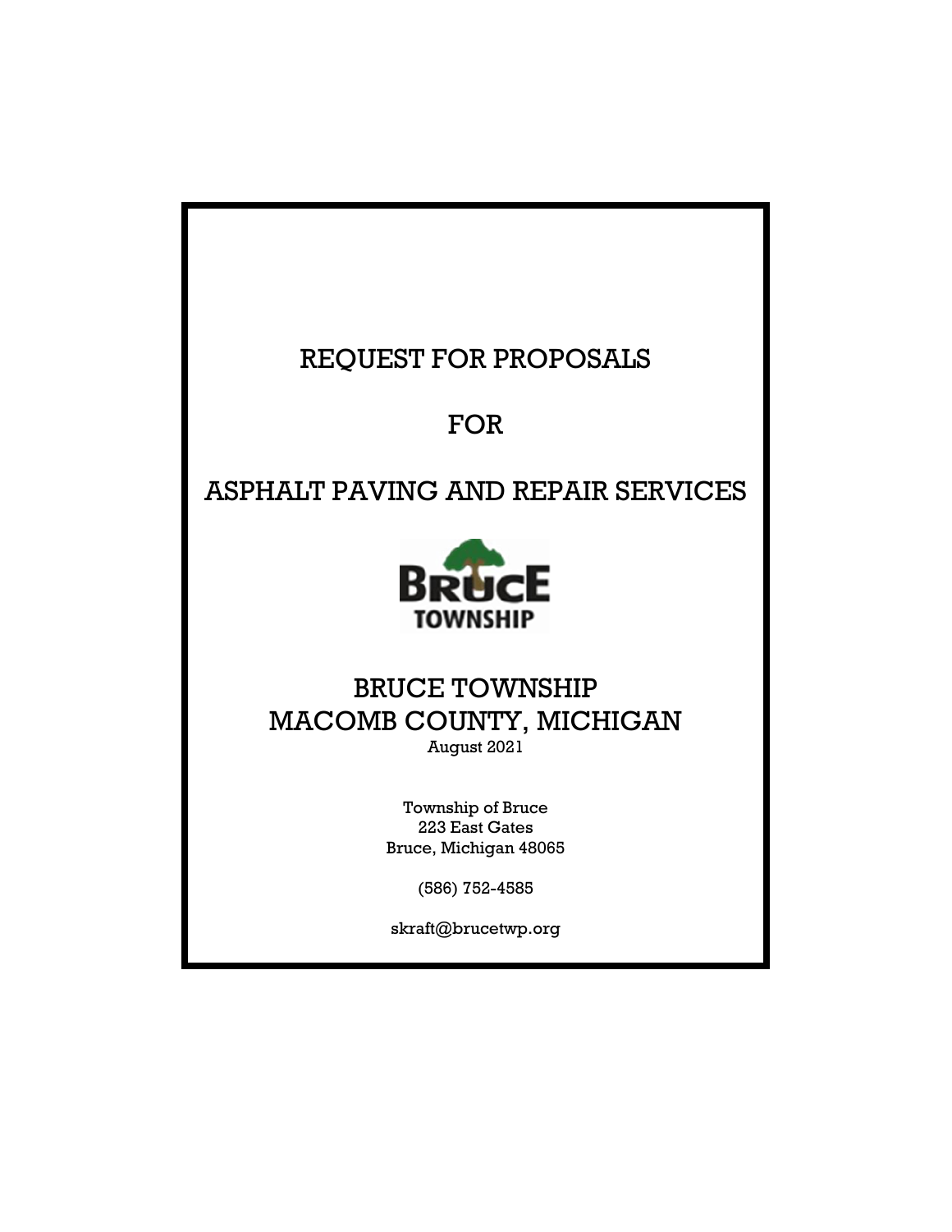# REQUEST FOR PROPOSALS

# FOR

# ASPHALT PAVING AND REPAIR SERVICES

BRUCE TOWNSHIP

## BRUCE TOWNSHIP
## MACOMB COUNTY, MICHIGAN

August 2021

Township of Bruce
223 East Gates
Bruce, Michigan 48065

(586) 752-4585

skraft@brucetwp.org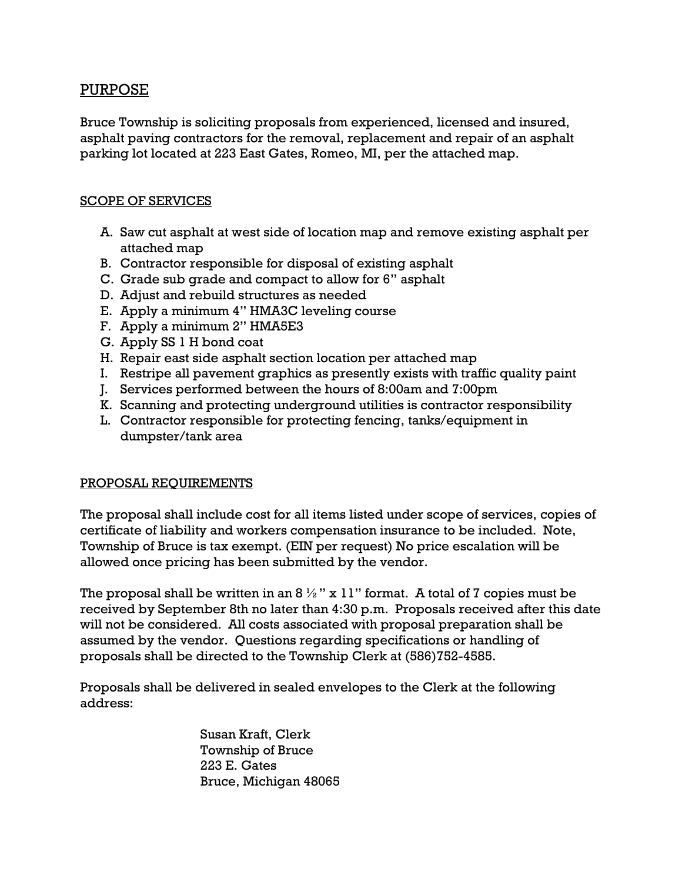## PURPOSE

Bruce Township is soliciting proposals from experienced, licensed and insured, asphalt paving contractors for the removal, replacement and repair of an asphalt parking lot located at 223 East Gates, Romeo, MI, per the attached map.

### SCOPE OF SERVICES

A. Saw cut asphalt at west side of location map and remove existing asphalt per attached map
B. Contractor responsible for disposal of existing asphalt
C. Grade sub grade and compact to allow for 6" asphalt
D. Adjust and rebuild structures as needed
E. Apply a minimum 4" HMA3C leveling course
F. Apply a minimum 2" HMA5E3
G. Apply SS 1 H bond coat
H. Repair east side asphalt section location per attached map
I. Restripe all pavement graphics as presently exists with traffic quality paint
J. Services performed between the hours of 8:00am and 7:00pm
K. Scanning and protecting underground utilities is contractor responsibility
L. Contractor responsible for protecting fencing, tanks/equipment in dumpster/tank area

### PROPOSAL REQUIREMENTS

The proposal shall include cost for all items listed under scope of services, copies of certificate of liability and workers compensation insurance to be included. Note, Township of Bruce is tax exempt. (EIN per request) No price escalation will be allowed once pricing has been submitted by the vendor.

The proposal shall be written in an 8 ½" x 11" format. A total of 7 copies must be received by September 8th no later than 4:30 p.m. Proposals received after this date will not be considered. All costs associated with proposal preparation shall be assumed by the vendor. Questions regarding specifications or handling of proposals shall be directed to the Township Clerk at (586)752-4585.

Proposals shall be delivered in sealed envelopes to the Clerk at the following address:

Susan Kraft, Clerk
Township of Bruce
223 E. Gates
Bruce, Michigan 48065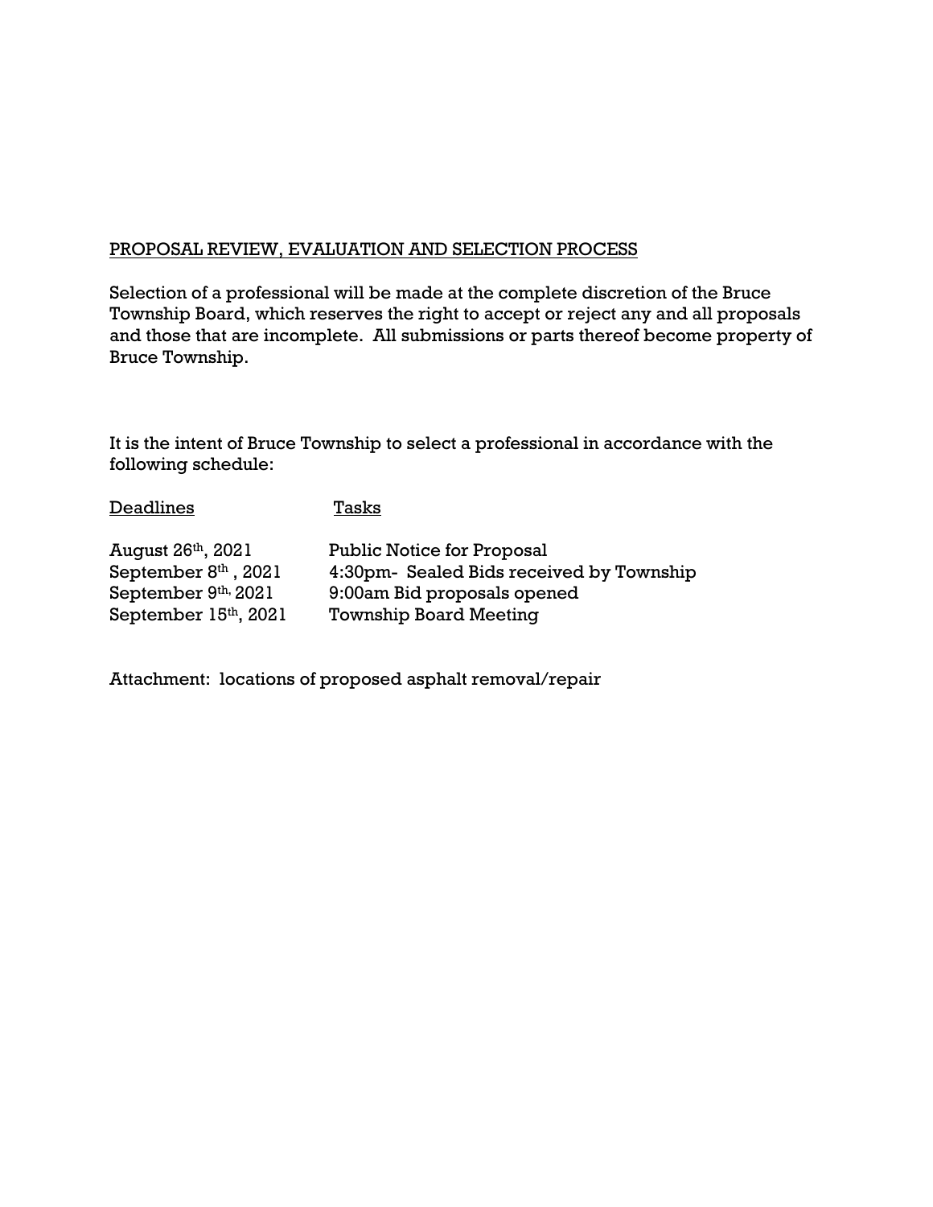## PROPOSAL REVIEW, EVALUATION AND SELECTION PROCESS

Selection of a professional will be made at the complete discretion of the Bruce Township Board, which reserves the right to accept or reject any and all proposals and those that are incomplete. All submissions or parts thereof become property of Bruce Township.

It is the intent of Bruce Township to select a professional in accordance with the following schedule:

| Deadlines | Tasks |
|---|---|
| August 26th, 2021 | Public Notice for Proposal |
| September 8th, 2021 | 4:30pm- Sealed Bids received by Township |
| September 9th, 2021 | 9:00am Bid proposals opened |
| September 15th, 2021 | Township Board Meeting |

Attachment: locations of proposed asphalt removal/repair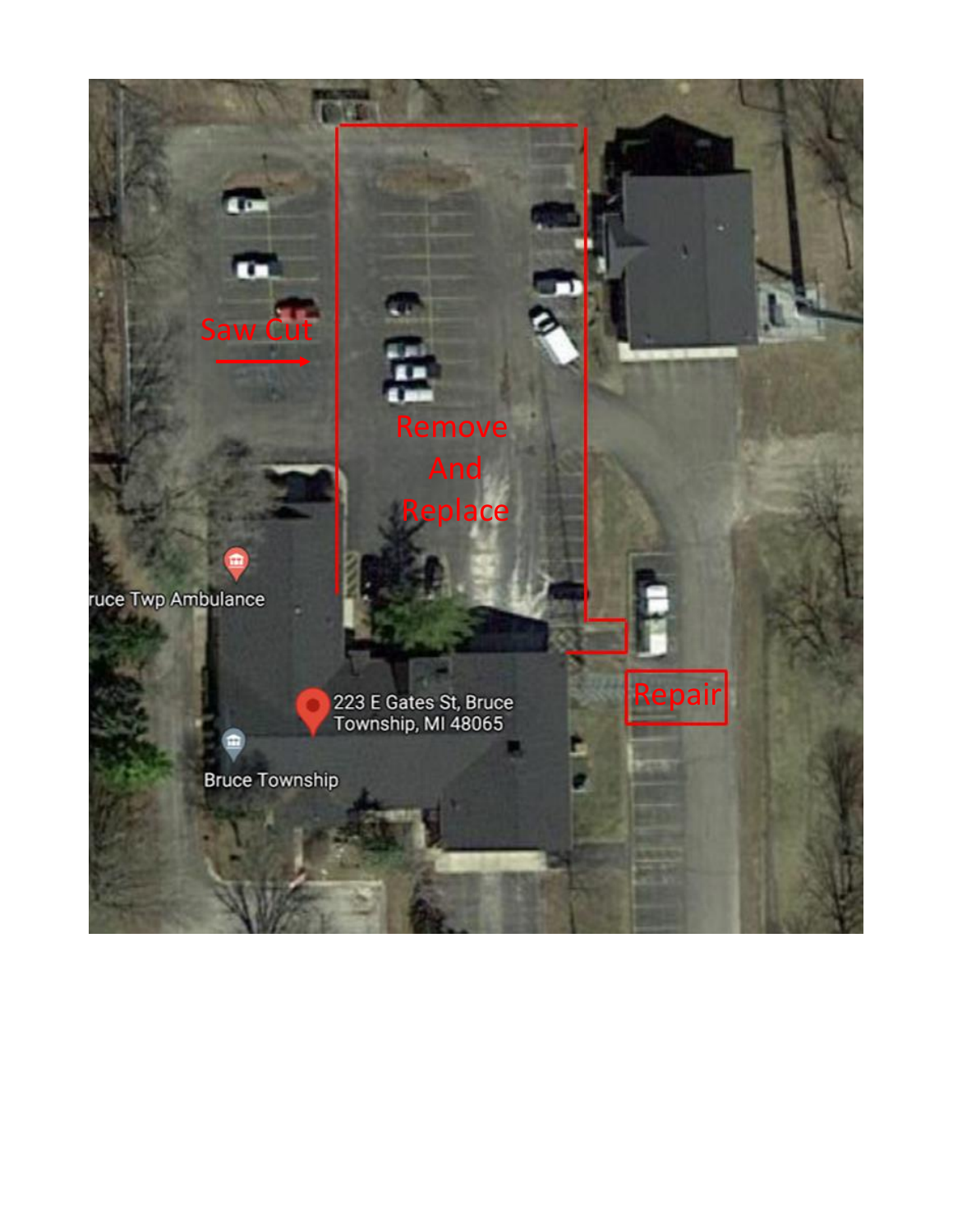Saw Cut

Remove And Replace

ruce Twp Ambulance

223 E Gates St, Bruce Township, MI 48065

Bruce Township

Repair